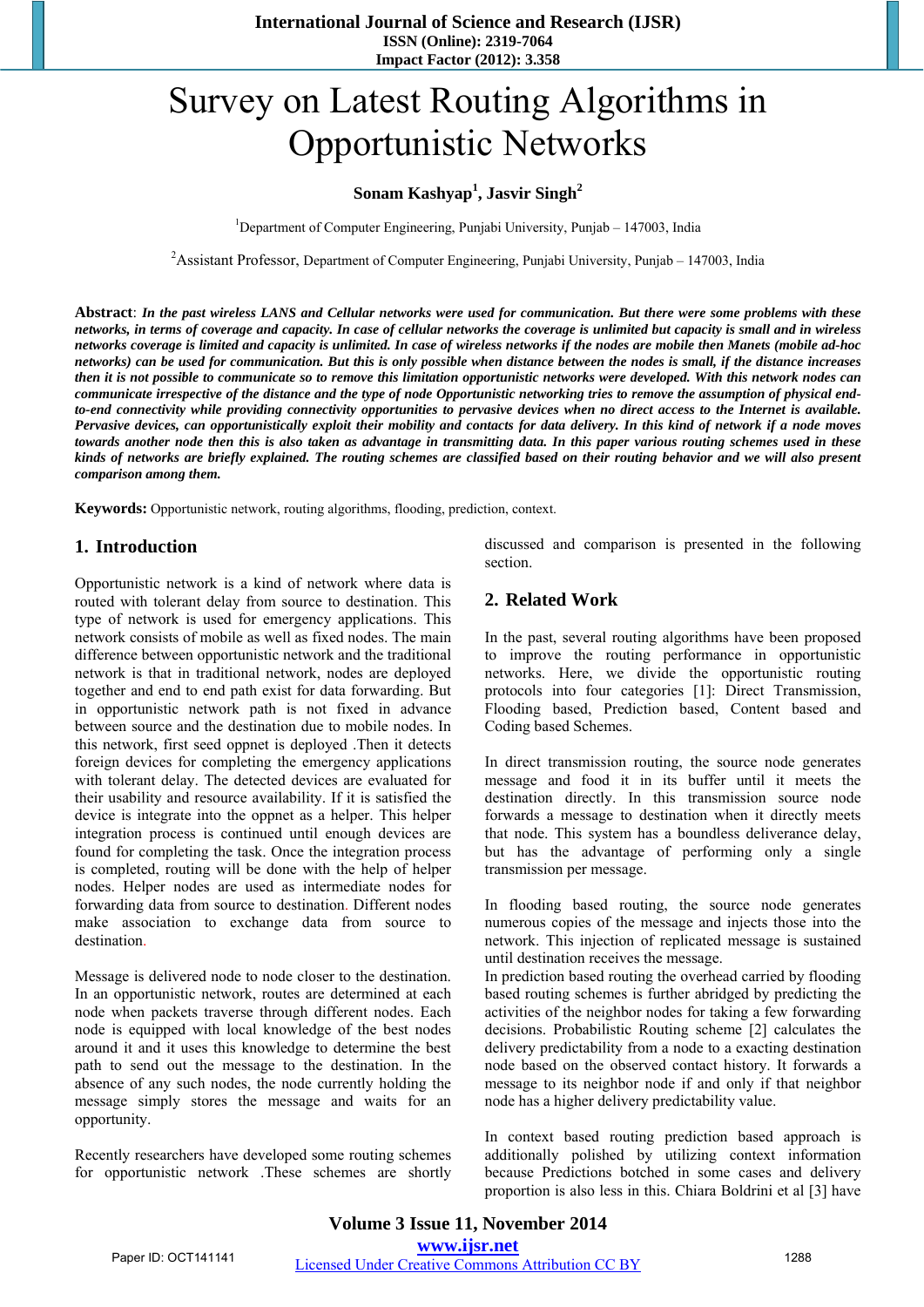# Survey on Latest Routing Algorithms in Opportunistic Networks

**Sonam Kashyap[1], Jasvir Singh[2]**

[1]Department of Computer Engineering, Punjabi University, Punjab – 147003, India

[2]Assistant Professor, Department of Computer Engineering, Punjabi University, Punjab – 147003, India

**Abstract**: ***In the past wireless LANS and Cellular networks were used for communication. But there were some problems with these networks, in terms of coverage and capacity. In case of cellular networks the coverage is unlimited but capacity is small and in wireless networks coverage is limited and capacity is unlimited. In case of wireless networks if the nodes are mobile then Manets (mobile ad-hoc networks) can be used for communication. But this is only possible when distance between the nodes is small, if the distance increases then it is not possible to communicate so to remove this limitation opportunistic networks were developed. With this network nodes can communicate irrespective of the distance and the type of node Opportunistic networking tries to remove the assumption of physical end-to-end connectivity while providing connectivity opportunities to pervasive devices when no direct access to the Internet is available. Pervasive devices, can opportunistically exploit their mobility and contacts for data delivery. In this kind of network if a node moves towards another node then this is also taken as advantage in transmitting data. In this paper various routing schemes used in these kinds of networks are briefly explained. The routing schemes are classified based on their routing behavior and we will also present comparison among them.***

**Keywords:** Opportunistic network, routing algorithms, flooding, prediction, context.

## 1. Introduction

Opportunistic network is a kind of network where data is routed with tolerant delay from source to destination. This type of network is used for emergency applications. This network consists of mobile as well as fixed nodes. The main difference between opportunistic network and the traditional network is that in traditional network, nodes are deployed together and end to end path exist for data forwarding. But in opportunistic network path is not fixed in advance between source and the destination due to mobile nodes. In this network, first seed oppnet is deployed .Then it detects foreign devices for completing the emergency applications with tolerant delay. The detected devices are evaluated for their usability and resource availability. If it is satisfied the device is integrate into the oppnet as a helper. This helper integration process is continued until enough devices are found for completing the task. Once the integration process is completed, routing will be done with the help of helper nodes. Helper nodes are used as intermediate nodes for forwarding data from source to destination. Different nodes make association to exchange data from source to destination.

Message is delivered node to node closer to the destination. In an opportunistic network, routes are determined at each node when packets traverse through different nodes. Each node is equipped with local knowledge of the best nodes around it and it uses this knowledge to determine the best path to send out the message to the destination. In the absence of any such nodes, the node currently holding the message simply stores the message and waits for an opportunity.

Recently researchers have developed some routing schemes for opportunistic network .These schemes are shortly discussed and comparison is presented in the following section.

## 2. Related Work

In the past, several routing algorithms have been proposed to improve the routing performance in opportunistic networks. Here, we divide the opportunistic routing protocols into four categories [1]: Direct Transmission, Flooding based, Prediction based, Content based and Coding based Schemes.

In direct transmission routing, the source node generates message and food it in its buffer until it meets the destination directly. In this transmission source node forwards a message to destination when it directly meets that node. This system has a boundless deliverance delay, but has the advantage of performing only a single transmission per message.

In flooding based routing, the source node generates numerous copies of the message and injects those into the network. This injection of replicated message is sustained until destination receives the message.
In prediction based routing the overhead carried by flooding based routing schemes is further abridged by predicting the activities of the neighbor nodes for taking a few forwarding decisions. Probabilistic Routing scheme [2] calculates the delivery predictability from a node to a exacting destination node based on the observed contact history. It forwards a message to its neighbor node if and only if that neighbor node has a higher delivery predictability value.

In context based routing prediction based approach is additionally polished by utilizing context information because Predictions botched in some cases and delivery proportion is also less in this. Chiara Boldrini et al [3] have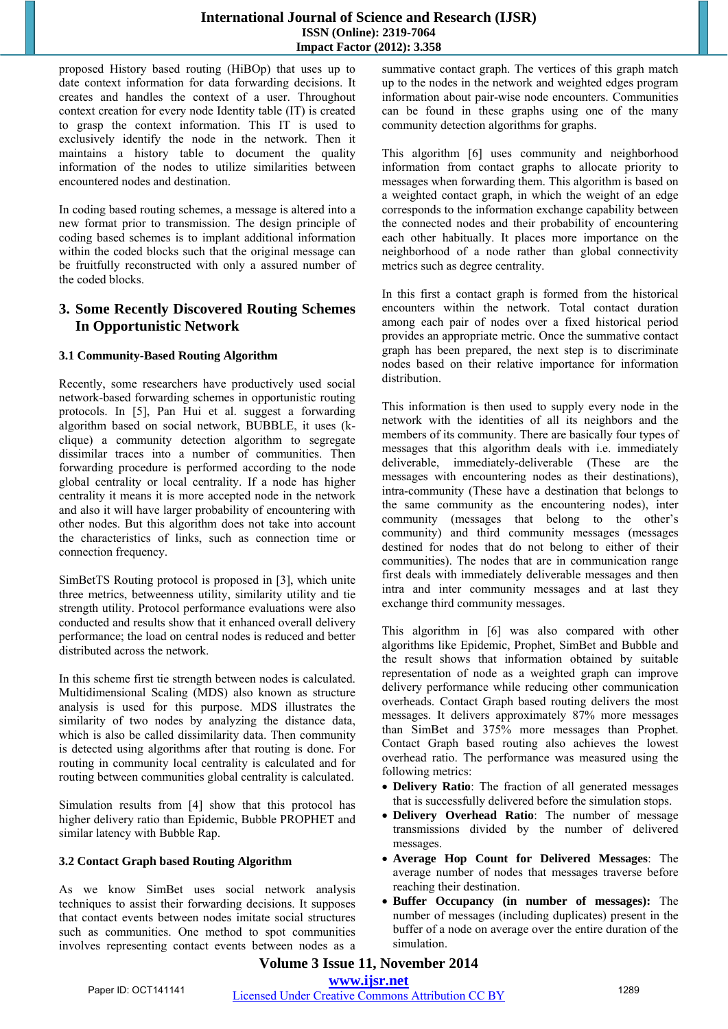proposed History based routing (HiBOp) that uses up to date context information for data forwarding decisions. It creates and handles the context of a user. Throughout context creation for every node Identity table (IT) is created to grasp the context information. This IT is used to exclusively identify the node in the network. Then it maintains a history table to document the quality information of the nodes to utilize similarities between encountered nodes and destination.

In coding based routing schemes, a message is altered into a new format prior to transmission. The design principle of coding based schemes is to implant additional information within the coded blocks such that the original message can be fruitfully reconstructed with only a assured number of the coded blocks.

## 3. Some Recently Discovered Routing Schemes In Opportunistic Network

### 3.1 Community-Based Routing Algorithm

Recently, some researchers have productively used social network-based forwarding schemes in opportunistic routing protocols. In [5], Pan Hui et al. suggest a forwarding algorithm based on social network, BUBBLE, it uses (k-clique) a community detection algorithm to segregate dissimilar traces into a number of communities. Then forwarding procedure is performed according to the node global centrality or local centrality. If a node has higher centrality it means it is more accepted node in the network and also it will have larger probability of encountering with other nodes. But this algorithm does not take into account the characteristics of links, such as connection time or connection frequency.

SimBetTS Routing protocol is proposed in [3], which unite three metrics, betweenness utility, similarity utility and tie strength utility. Protocol performance evaluations were also conducted and results show that it enhanced overall delivery performance; the load on central nodes is reduced and better distributed across the network.

In this scheme first tie strength between nodes is calculated. Multidimensional Scaling (MDS) also known as structure analysis is used for this purpose. MDS illustrates the similarity of two nodes by analyzing the distance data, which is also be called dissimilarity data. Then community is detected using algorithms after that routing is done. For routing in community local centrality is calculated and for routing between communities global centrality is calculated.

Simulation results from [4] show that this protocol has higher delivery ratio than Epidemic, Bubble PROPHET and similar latency with Bubble Rap.

### 3.2 Contact Graph based Routing Algorithm

As we know SimBet uses social network analysis techniques to assist their forwarding decisions. It supposes that contact events between nodes imitate social structures such as communities. One method to spot communities involves representing contact events between nodes as a summative contact graph. The vertices of this graph match up to the nodes in the network and weighted edges program information about pair-wise node encounters. Communities can be found in these graphs using one of the many community detection algorithms for graphs.

This algorithm [6] uses community and neighborhood information from contact graphs to allocate priority to messages when forwarding them. This algorithm is based on a weighted contact graph, in which the weight of an edge corresponds to the information exchange capability between the connected nodes and their probability of encountering each other habitually. It places more importance on the neighborhood of a node rather than global connectivity metrics such as degree centrality.

In this first a contact graph is formed from the historical encounters within the network. Total contact duration among each pair of nodes over a fixed historical period provides an appropriate metric. Once the summative contact graph has been prepared, the next step is to discriminate nodes based on their relative importance for information distribution.

This information is then used to supply every node in the network with the identities of all its neighbors and the members of its community. There are basically four types of messages that this algorithm deals with i.e. immediately deliverable, immediately-deliverable (These are the messages with encountering nodes as their destinations), intra-community (These have a destination that belongs to the same community as the encountering nodes), inter community (messages that belong to the other's community) and third community messages (messages destined for nodes that do not belong to either of their communities). The nodes that are in communication range first deals with immediately deliverable messages and then intra and inter community messages and at last they exchange third community messages.

This algorithm in [6] was also compared with other algorithms like Epidemic, Prophet, SimBet and Bubble and the result shows that information obtained by suitable representation of node as a weighted graph can improve delivery performance while reducing other communication overheads. Contact Graph based routing delivers the most messages. It delivers approximately 87% more messages than SimBet and 375% more messages than Prophet. Contact Graph based routing also achieves the lowest overhead ratio. The performance was measured using the following metrics:

- **Delivery Ratio**: The fraction of all generated messages that is successfully delivered before the simulation stops.
- **Delivery Overhead Ratio**: The number of message transmissions divided by the number of delivered messages.
- **Average Hop Count for Delivered Messages**: The average number of nodes that messages traverse before reaching their destination.
- **Buffer Occupancy (in number of messages):** The number of messages (including duplicates) present in the buffer of a node on average over the entire duration of the simulation.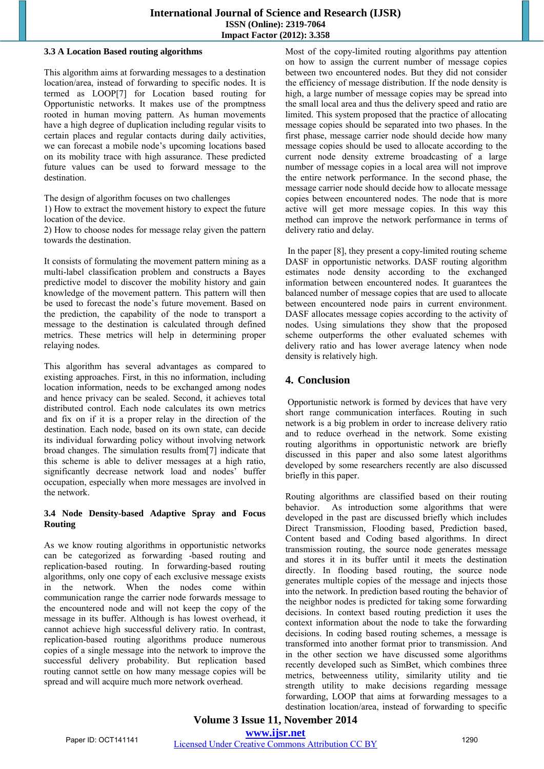### 3.3 A Location Based routing algorithms

This algorithm aims at forwarding messages to a destination location/area, instead of forwarding to specific nodes. It is termed as LOOP[7] for Location based routing for Opportunistic networks. It makes use of the promptness rooted in human moving pattern. As human movements have a high degree of duplication including regular visits to certain places and regular contacts during daily activities, we can forecast a mobile node's upcoming locations based on its mobility trace with high assurance. These predicted future values can be used to forward message to the destination.

The design of algorithm focuses on two challenges
1) How to extract the movement history to expect the future location of the device.
2) How to choose nodes for message relay given the pattern towards the destination.

It consists of formulating the movement pattern mining as a multi-label classification problem and constructs a Bayes predictive model to discover the mobility history and gain knowledge of the movement pattern. This pattern will then be used to forecast the node's future movement. Based on the prediction, the capability of the node to transport a message to the destination is calculated through defined metrics. These metrics will help in determining proper relaying nodes.

This algorithm has several advantages as compared to existing approaches. First, in this no information, including location information, needs to be exchanged among nodes and hence privacy can be sealed. Second, it achieves total distributed control. Each node calculates its own metrics and fix on if it is a proper relay in the direction of the destination. Each node, based on its own state, can decide its individual forwarding policy without involving network broad changes. The simulation results from[7] indicate that this scheme is able to deliver messages at a high ratio, significantly decrease network load and nodes' buffer occupation, especially when more messages are involved in the network.

### 3.4 Node Density-based Adaptive Spray and Focus Routing

As we know routing algorithms in opportunistic networks can be categorized as forwarding -based routing and replication-based routing. In forwarding-based routing algorithms, only one copy of each exclusive message exists in the network. When the nodes come within communication range the carrier node forwards message to the encountered node and will not keep the copy of the message in its buffer. Although is has lowest overhead, it cannot achieve high successful delivery ratio. In contrast, replication-based routing algorithms produce numerous copies of a single message into the network to improve the successful delivery probability. But replication based routing cannot settle on how many message copies will be spread and will acquire much more network overhead.

Most of the copy-limited routing algorithms pay attention on how to assign the current number of message copies between two encountered nodes. But they did not consider the efficiency of message distribution. If the node density is high, a large number of message copies may be spread into the small local area and thus the delivery speed and ratio are limited. This system proposed that the practice of allocating message copies should be separated into two phases. In the first phase, message carrier node should decide how many message copies should be used to allocate according to the current node density extreme broadcasting of a large number of message copies in a local area will not improve the entire network performance. In the second phase, the message carrier node should decide how to allocate message copies between encountered nodes. The node that is more active will get more message copies. In this way this method can improve the network performance in terms of delivery ratio and delay.

In the paper [8], they present a copy-limited routing scheme DASF in opportunistic networks. DASF routing algorithm estimates node density according to the exchanged information between encountered nodes. It guarantees the balanced number of message copies that are used to allocate between encountered node pairs in current environment. DASF allocates message copies according to the activity of nodes. Using simulations they show that the proposed scheme outperforms the other evaluated schemes with delivery ratio and has lower average latency when node density is relatively high.

## 4. Conclusion

Opportunistic network is formed by devices that have very short range communication interfaces. Routing in such network is a big problem in order to increase delivery ratio and to reduce overhead in the network. Some existing routing algorithms in opportunistic network are briefly discussed in this paper and also some latest algorithms developed by some researchers recently are also discussed briefly in this paper.

Routing algorithms are classified based on their routing behavior. As introduction some algorithms that were developed in the past are discussed briefly which includes Direct Transmission, Flooding based, Prediction based, Content based and Coding based algorithms. In direct transmission routing, the source node generates message and stores it in its buffer until it meets the destination directly. In flooding based routing, the source node generates multiple copies of the message and injects those into the network. In prediction based routing the behavior of the neighbor nodes is predicted for taking some forwarding decisions. In context based routing prediction it uses the context information about the node to take the forwarding decisions. In coding based routing schemes, a message is transformed into another format prior to transmission. And in the other section we have discussed some algorithms recently developed such as SimBet, which combines three metrics, betweenness utility, similarity utility and tie strength utility to make decisions regarding message forwarding, LOOP that aims at forwarding messages to a destination location/area, instead of forwarding to specific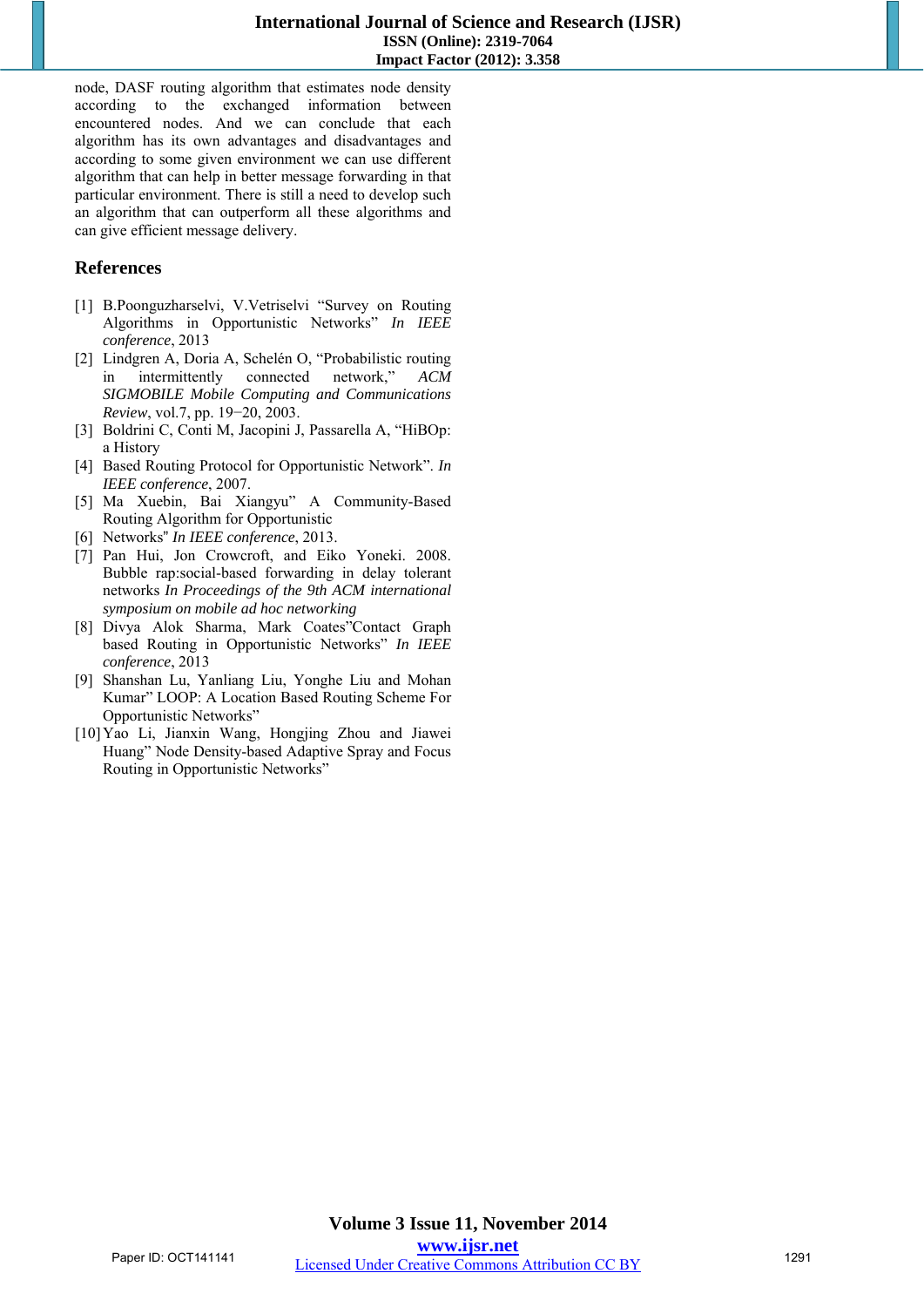node, DASF routing algorithm that estimates node density according to the exchanged information between encountered nodes. And we can conclude that each algorithm has its own advantages and disadvantages and according to some given environment we can use different algorithm that can help in better message forwarding in that particular environment. There is still a need to develop such an algorithm that can outperform all these algorithms and can give efficient message delivery.

## References

[1] B.Poonguzharselvi, V.Vetriselvi "Survey on Routing Algorithms in Opportunistic Networks" *In IEEE conference*, 2013

[2] Lindgren A, Doria A, Schelén O, "Probabilistic routing in intermittently connected network," *ACM SIGMOBILE Mobile Computing and Communications Review*, vol.7, pp. 19−20, 2003.

[3] Boldrini C, Conti M, Jacopini J, Passarella A, "HiBOp: a History

[4] Based Routing Protocol for Opportunistic Network". *In IEEE conference*, 2007.

[5] Ma Xuebin, Bai Xiangyu" A Community-Based Routing Algorithm for Opportunistic

[6] Networks" *In IEEE conference*, 2013.

[7] Pan Hui, Jon Crowcroft, and Eiko Yoneki. 2008. Bubble rap:social-based forwarding in delay tolerant networks *In Proceedings of the 9th ACM international symposium on mobile ad hoc networking*

[8] Divya Alok Sharma, Mark Coates"Contact Graph based Routing in Opportunistic Networks" *In IEEE conference*, 2013

[9] Shanshan Lu, Yanliang Liu, Yonghe Liu and Mohan Kumar" LOOP: A Location Based Routing Scheme For Opportunistic Networks"

[10] Yao Li, Jianxin Wang, Hongjing Zhou and Jiawei Huang" Node Density-based Adaptive Spray and Focus Routing in Opportunistic Networks"